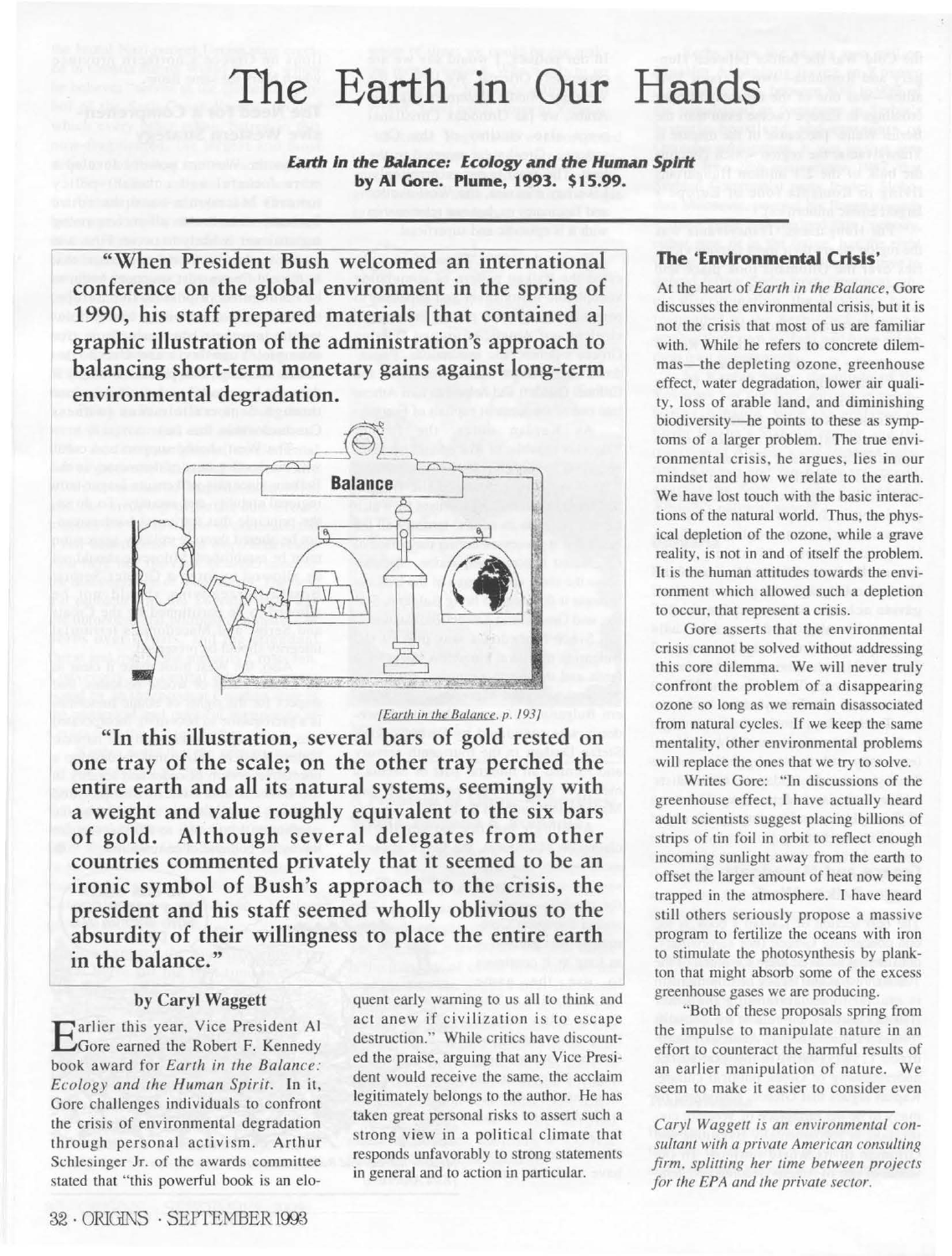# The Earth in Our Hands

***Earth in the Balance: Ecology and the Human Spirit* by Al Gore. Plume, 1993. $15.99.**

**"When President Bush welcomed an international conference on the global environment in the spring of 1990, his staff prepared materials [that contained a] graphic illustration of the administration's approach to balancing short-term monetary gains against long-term environmental degradation.**

[*Earth in the Balance*, p. 193]

**"In this illustration, several bars of gold rested on one tray of the scale; on the other tray perched the entire earth and all its natural systems, seemingly with a weight and value roughly equivalent to the six bars of gold. Although several delegates from other countries commented privately that it seemed to be an ironic symbol of Bush's approach to the crisis, the president and his staff seemed wholly oblivious to the absurdity of their willingness to place the entire earth in the balance."**

**by Caryl Waggett**

Earlier this year, Vice President Al Gore earned the Robert F. Kennedy book award for *Earth in the Balance: Ecology and the Human Spirit*. In it, Gore challenges individuals to confront the crisis of environmental degradation through personal activism. Arthur Schlesinger Jr. of the awards committee stated that "this powerful book is an eloquent early warning to us all to think and act anew if civilization is to escape destruction." While critics have discounted the praise, arguing that any Vice President would receive the same, the acclaim legitimately belongs to the author. He has taken great personal risks to assert such a strong view in a political climate that responds unfavorably to strong statements in general and to action in particular.

### The 'Environmental Crisis'

At the heart of *Earth in the Balance*, Gore discusses the environmental crisis, but it is not the crisis that most of us are familiar with. While he refers to concrete dilemmas—the depleting ozone, greenhouse effect, water degradation, lower air quality, loss of arable land, and diminishing biodiversity—he points to these as symptoms of a larger problem. The true environmental crisis, he argues, lies in our mindset and how we relate to the earth. We have lost touch with the basic interactions of the natural world. Thus, the physical depletion of the ozone, while a grave reality, is not in and of itself the problem. It is the human attitudes towards the environment which allowed such a depletion to occur, that represent a crisis.

Gore asserts that the environmental crisis cannot be solved without addressing this core dilemma. We will never truly confront the problem of a disappearing ozone so long as we remain disassociated from natural cycles. If we keep the same mentality, other environmental problems will replace the ones that we try to solve.

Writes Gore: "In discussions of the greenhouse effect, I have actually heard adult scientists suggest placing billions of strips of tin foil in orbit to reflect enough incoming sunlight away from the earth to offset the larger amount of heat now being trapped in the atmosphere. I have heard still others seriously propose a massive program to fertilize the oceans with iron to stimulate the photosynthesis by plankton that might absorb some of the excess greenhouse gases we are producing.

"Both of these proposals spring from the impulse to manipulate nature in an effort to counteract the harmful results of an earlier manipulation of nature. We seem to make it easier to consider even

*Caryl Waggett is an environmental consultant with a private American consulting firm, splitting her time between projects for the EPA and the private sector.*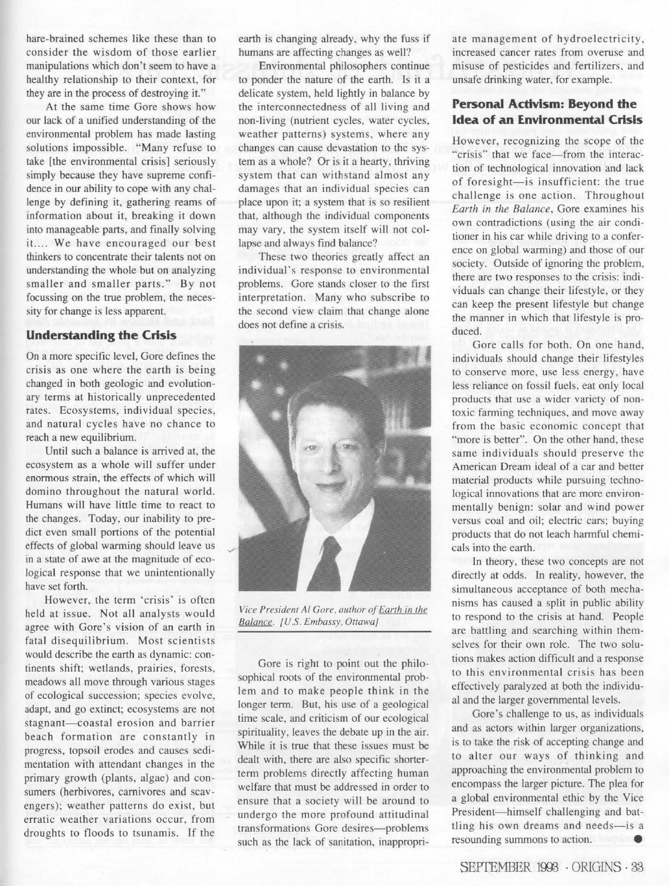hare-brained schemes like these than to consider the wisdom of those earlier manipulations which don't seem to have a healthy relationship to their context, for they are in the process of destroying it."

At the same time Gore shows how our lack of a unified understanding of the environmental problem has made lasting solutions impossible. "Many refuse to take [the environmental crisis] seriously simply because they have supreme confidence in our ability to cope with any challenge by defining it, gathering reams of information about it, breaking it down into manageable parts, and finally solving it.... We have encouraged our best thinkers to concentrate their talents not on understanding the whole but on analyzing smaller and smaller parts." By not focussing on the true problem, the necessity for change is less apparent.

## Understanding the Crisis

On a more specific level, Gore defines the crisis as one where the earth is being changed in both geologic and evolutionary terms at historically unprecedented rates. Ecosystems, individual species, and natural cycles have no chance to reach a new equilibrium.

Until such a balance is arrived at, the ecosystem as a whole will suffer under enormous strain, the effects of which will domino throughout the natural world. Humans will have little time to react to the changes. Today, our inability to predict even small portions of the potential effects of global warming should leave us in a state of awe at the magnitude of ecological response that we unintentionally have set forth.

However, the term 'crisis' is often held at issue. Not all analysts would agree with Gore's vision of an earth in fatal disequilibrium. Most scientists would describe the earth as dynamic: continents shift; wetlands, prairies, forests, meadows all move through various stages of ecological succession; species evolve, adapt, and go extinct; ecosystems are not stagnant—coastal erosion and barrier beach formation are constantly in progress, topsoil erodes and causes sedimentation with attendant changes in the primary growth (plants, algae) and consumers (herbivores, carnivores and scavengers); weather patterns do exist, but erratic weather variations occur, from droughts to floods to tsunamis. If the earth is changing already, why the fuss if humans are affecting changes as well?

Environmental philosophers continue to ponder the nature of the earth. Is it a delicate system, held lightly in balance by the interconnectedness of all living and non-living (nutrient cycles, water cycles, weather patterns) systems, where any changes can cause devastation to the system as a whole? Or is it a hearty, thriving system that can withstand almost any damages that an individual species can place upon it; a system that is so resilient that, although the individual components may vary, the system itself will not collapse and always find balance?

These two theories greatly affect an individual's response to environmental problems. Gore stands closer to the first interpretation. Many who subscribe to the second view claim that change alone does not define a crisis.

*Vice President Al Gore, author of Earth in the Balance. [U.S. Embassy, Ottawa]*

Gore is right to point out the philosophical roots of the environmental problem and to make people think in the longer term. But, his use of a geological time scale, and criticism of our ecological spirituality, leaves the debate up in the air. While it is true that these issues must be dealt with, there are also specific shorter-term problems directly affecting human welfare that must be addressed in order to ensure that a society will be around to undergo the more profound attitudinal transformations Gore desires—problems such as the lack of sanitation, inappropriate management of hydroelectricity, increased cancer rates from overuse and misuse of pesticides and fertilizers, and unsafe drinking water, for example.

## Personal Activism: Beyond the Idea of an Environmental Crisis

However, recognizing the scope of the "crisis" that we face—from the interaction of technological innovation and lack of foresight—is insufficient: the true challenge is one action. Throughout *Earth in the Balance*, Gore examines his own contradictions (using the air conditioner in his car while driving to a conference on global warming) and those of our society. Outside of ignoring the problem, there are two responses to the crisis: individuals can change their lifestyle, or they can keep the present lifestyle but change the manner in which that lifestyle is produced.

Gore calls for both. On one hand, individuals should change their lifestyles to conserve more, use less energy, have less reliance on fossil fuels, eat only local products that use a wider variety of non-toxic farming techniques, and move away from the basic economic concept that "more is better". On the other hand, these same individuals should preserve the American Dream ideal of a car and better material products while pursuing technological innovations that are more environmentally benign: solar and wind power versus coal and oil; electric cars; buying products that do not leach harmful chemicals into the earth.

In theory, these two concepts are not directly at odds. In reality, however, the simultaneous acceptance of both mechanisms has caused a split in public ability to respond to the crisis at hand. People are battling and searching within themselves for their own role. The two solutions makes action difficult and a response to this environmental crisis has been effectively paralyzed at both the individual and the larger governmental levels.

Gore's challenge to us, as individuals and as actors within larger organizations, is to take the risk of accepting change and to alter our ways of thinking and approaching the environmental problem to encompass the larger picture. The plea for a global environmental ethic by the Vice President—himself challenging and battling his own dreams and needs—is a resounding summons to action. ●